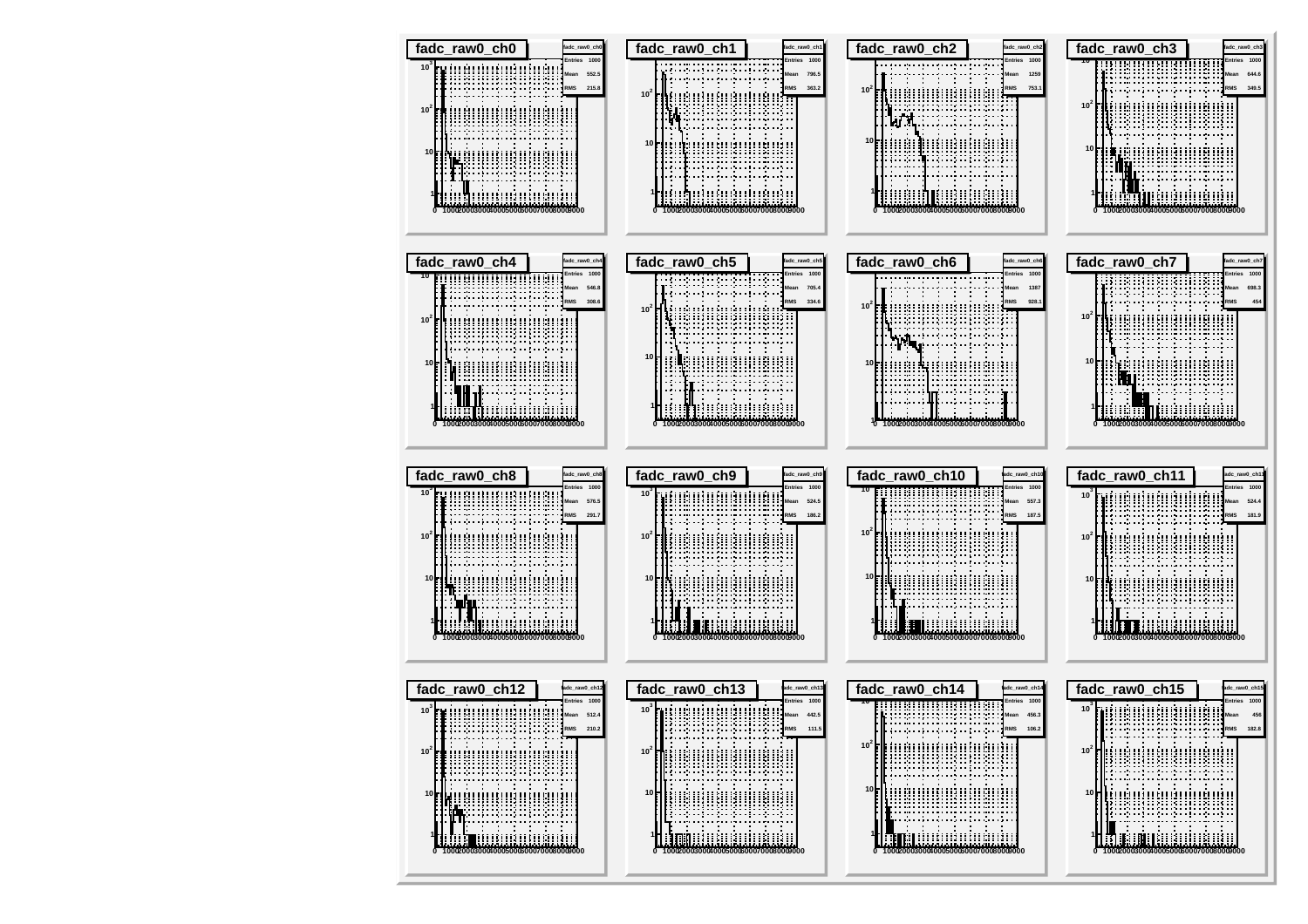## fadc_raw0_ch0

| fadc_raw0_ch0 | |
|---|---|
| Entries | 1000 |
| Mean | 552.5 |
| RMS | 215.8 |

## fadc_raw0_ch1

| fadc_raw0_ch1 | |
|---|---|
| Entries | 1000 |
| Mean | 796.5 |
| RMS | 363.2 |

## fadc_raw0_ch2

| fadc_raw0_ch2 | |
|---|---|
| Entries | 1000 |
| Mean | 1259 |
| RMS | 753.1 |

## fadc_raw0_ch3

| fadc_raw0_ch3 | |
|---|---|
| Entries | 1000 |
| Mean | 644.6 |
| RMS | 349.5 |

## fadc_raw0_ch4

| fadc_raw0_ch4 | |
|---|---|
| Entries | 1000 |
| Mean | 546.8 |
| RMS | 308.6 |

## fadc_raw0_ch5

| fadc_raw0_ch5 | |
|---|---|
| Entries | 1000 |
| Mean | 705.4 |
| RMS | 334.6 |

## fadc_raw0_ch6

| fadc_raw0_ch6 | |
|---|---|
| Entries | 1000 |
| Mean | 1387 |
| RMS | 928.1 |

## fadc_raw0_ch7

| fadc_raw0_ch7 | |
|---|---|
| Entries | 1000 |
| Mean | 698.3 |
| RMS | 454 |

## fadc_raw0_ch8

| fadc_raw0_ch8 | |
|---|---|
| Entries | 1000 |
| Mean | 576.5 |
| RMS | 291.7 |

## fadc_raw0_ch9

| fadc_raw0_ch9 | |
|---|---|
| Entries | 1000 |
| Mean | 524.5 |
| RMS | 186.2 |

## fadc_raw0_ch10

| fadc_raw0_ch10 | |
|---|---|
| Entries | 1000 |
| Mean | 557.3 |
| RMS | 187.5 |

## fadc_raw0_ch11

| fadc_raw0_ch11 | |
|---|---|
| Entries | 1000 |
| Mean | 524.4 |
| RMS | 181.9 |

## fadc_raw0_ch12

| fadc_raw0_ch12 | |
|---|---|
| Entries | 1000 |
| Mean | 512.4 |
| RMS | 210.2 |

## fadc_raw0_ch13

| fadc_raw0_ch13 | |
|---|---|
| Entries | 1000 |
| Mean | 442.5 |
| RMS | 111.5 |

## fadc_raw0_ch14

| fadc_raw0_ch14 | |
|---|---|
| Entries | 1000 |
| Mean | 456.3 |
| RMS | 106.2 |

## fadc_raw0_ch15

| fadc_raw0_ch15 | |
|---|---|
| Entries | 1000 |
| Mean | 456 |
| RMS | 182.8 |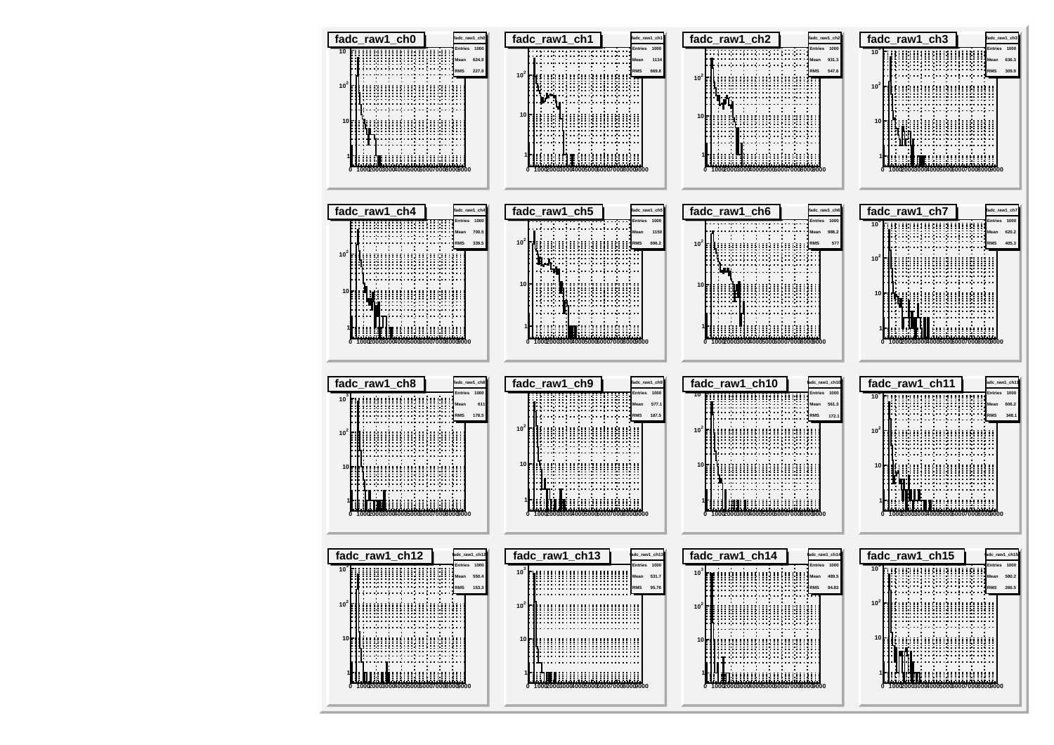| Histogram | Entries | Mean | RMS |
| --- | --- | --- | --- |
| fadc_raw1_ch0 | 1000 | 624.9 | 227.8 |
| fadc_raw1_ch1 | 1000 | 1134 | 669.8 |
| fadc_raw1_ch2 | 1000 | 931.3 | 547.6 |
| fadc_raw1_ch3 | 1000 | 636.3 | 309.9 |
| fadc_raw1_ch4 | 1000 | 700.5 | 339.5 |
| fadc_raw1_ch5 | 1000 | 1150 | 696.2 |
| fadc_raw1_ch6 | 1000 | 986.2 | 577 |
| fadc_raw1_ch7 | 1000 | 620.2 | 405.3 |
| fadc_raw1_ch8 | 1000 | 611 | 178.5 |
| fadc_raw1_ch9 | 1000 | 577.1 | 187.5 |
| fadc_raw1_ch10 | 1000 | 561.3 | 172.1 |
| fadc_raw1_ch11 | 1000 | 606.2 | 348.1 |
| fadc_raw1_ch12 | 1000 | 550.4 | 153.3 |
| fadc_raw1_ch13 | 1000 | 531.7 | 95.76 |
| fadc_raw1_ch14 | 1000 | 489.5 | 94.83 |
| fadc_raw1_ch15 | 1000 | 580.2 | 266.5 |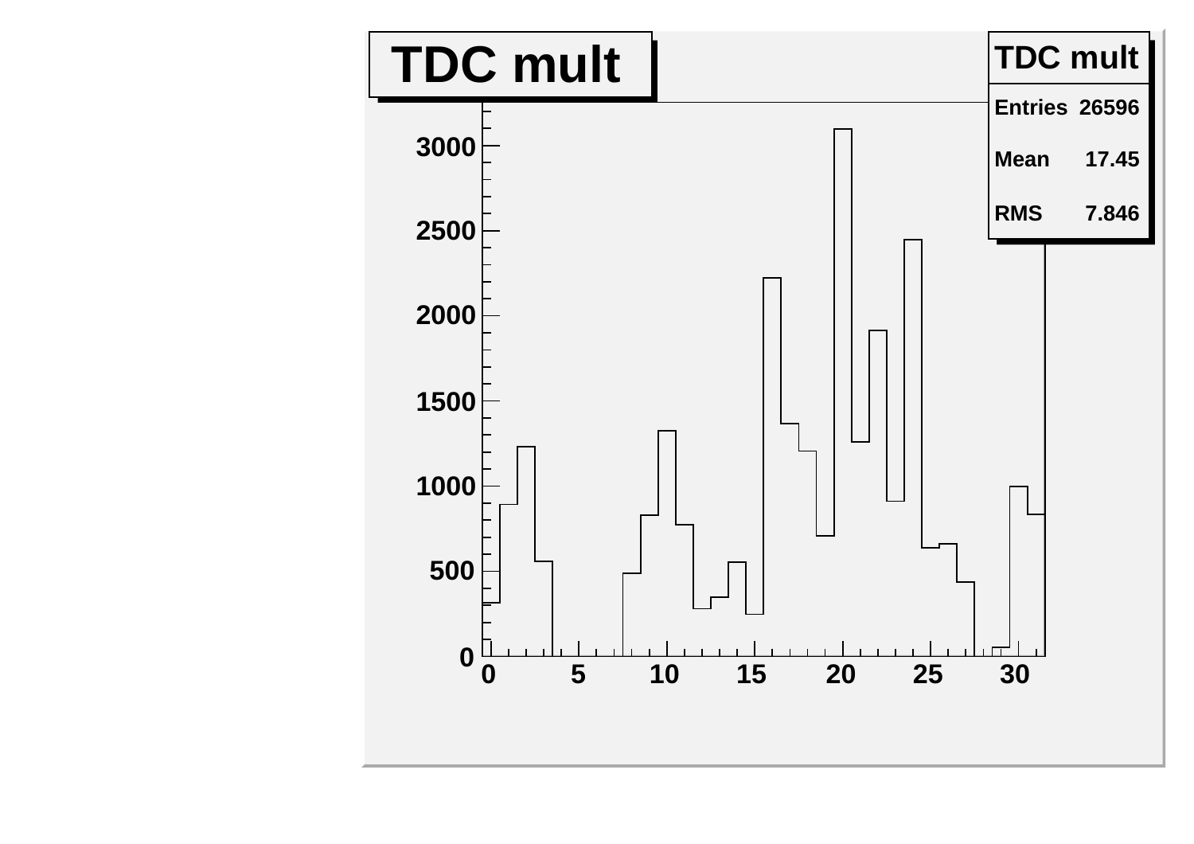TDC mult

| TDC mult | |
| --- | --- |
| Entries | 26596 |
| Mean | 17.45 |
| RMS | 7.846 |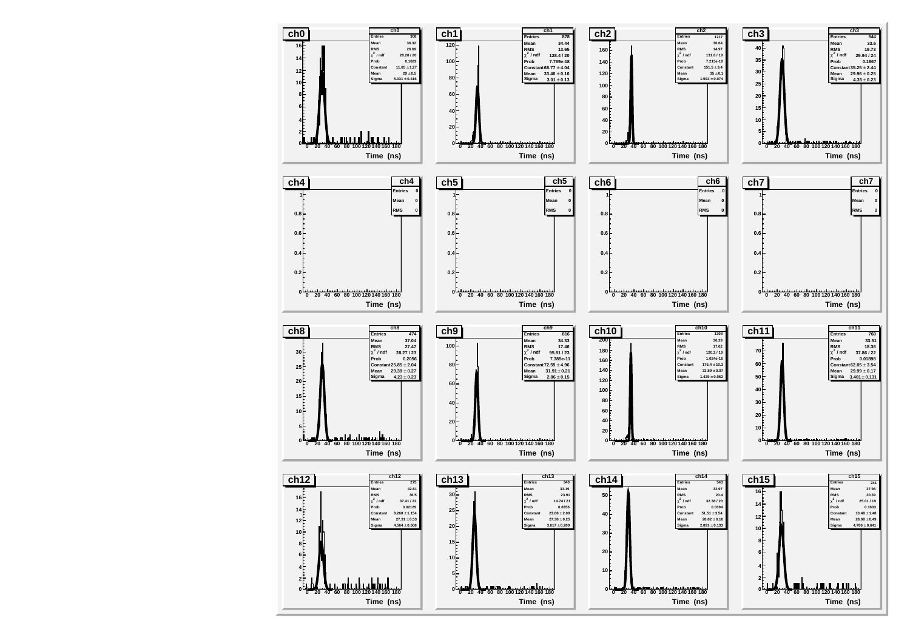| Channel | Entries | Mean | RMS | $\chi^2$ / ndf | Prob | Constant | Mean (fit) | Sigma |
|---|---|---|---|---|---|---|---|---|
| ch0 | 308 | 36.32 | 26.69 | 28.28 / 20 | 0.1029 | $11.85 \pm 1.27$ | $29 \pm 0.5$ | $5.031 \pm 0.416$ |
| ch1 | 878 | 34.44 | 13.65 | 128.4 / 20 | 7.769e-18 | $68.77 \pm 4.04$ | $33.46 \pm 0.16$ | $3.01 \pm 0.13$ |
| ch2 | 1217 | 36.64 | 14.97 | 131.6 / 19 | 7.215e-19 | $151.5 \pm 9.4$ | $35 \pm 0.1$ | $1.593 \pm 0.074$ |
| ch3 | 544 | 33.6 | 19.73 | 29.94 / 24 | 0.1867 | $35.25 \pm 2.44$ | $29.96 \pm 0.25$ | $4.35 \pm 0.23$ |
| ch4 | 0 | 0 | 0 | | | | | |
| ch5 | 0 | 0 | 0 | | | | | |
| ch6 | 0 | 0 | 0 | | | | | |
| ch7 | 0 | 0 | 0 | | | | | |
| ch8 | 474 | 37.04 | 27.47 | 28.27 / 23 | 0.2056 | $25.85 \pm 2.04$ | $29.39 \pm 0.27$ | $4.23 \pm 0.23$ |
| ch9 | 816 | 34.33 | 17.46 | 95.81 / 23 | 7.385e-11 | $72.59 \pm 4.96$ | $31.91 \pm 0.21$ | $2.86 \pm 0.15$ |
| ch10 | 1308 | 36.39 | 17.62 | 120.2 / 19 | 1.024e-16 | $176.4 \pm 10.3$ | $33.89 \pm 0.07$ | $1.429 \pm 0.062$ |
| ch11 | 760 | 33.51 | 18.36 | 37.86 / 22 | 0.01898 | $62.05 \pm 3.54$ | $29.99 \pm 0.17$ | $3.401 \pm 0.131$ |
| ch12 | 275 | 42.61 | 36.5 | 37.41 / 22 | 0.02129 | $8.268 \pm 1.154$ | $27.31 \pm 0.53$ | $4.564 \pm 0.508$ |
| ch13 | 340 | 33.19 | 23.91 | 14.74 / 21 | 0.8356 | $23.88 \pm 2.09$ | $27.38 \pm 0.25$ | $3.617 \pm 0.209$ |
| ch14 | 543 | 32.97 | 20.4 | 32.38 / 20 | 0.0394 | $51.51 \pm 3.54$ | $28.82 \pm 0.16$ | $2.891 \pm 0.133$ |
| ch15 | 241 | 37.96 | 30.39 | 25.01 / 19 | 0.1603 | $10.48 \pm 1.48$ | $28.68 \pm 0.49$ | $4.786 \pm 0.641$ |

Time (ns)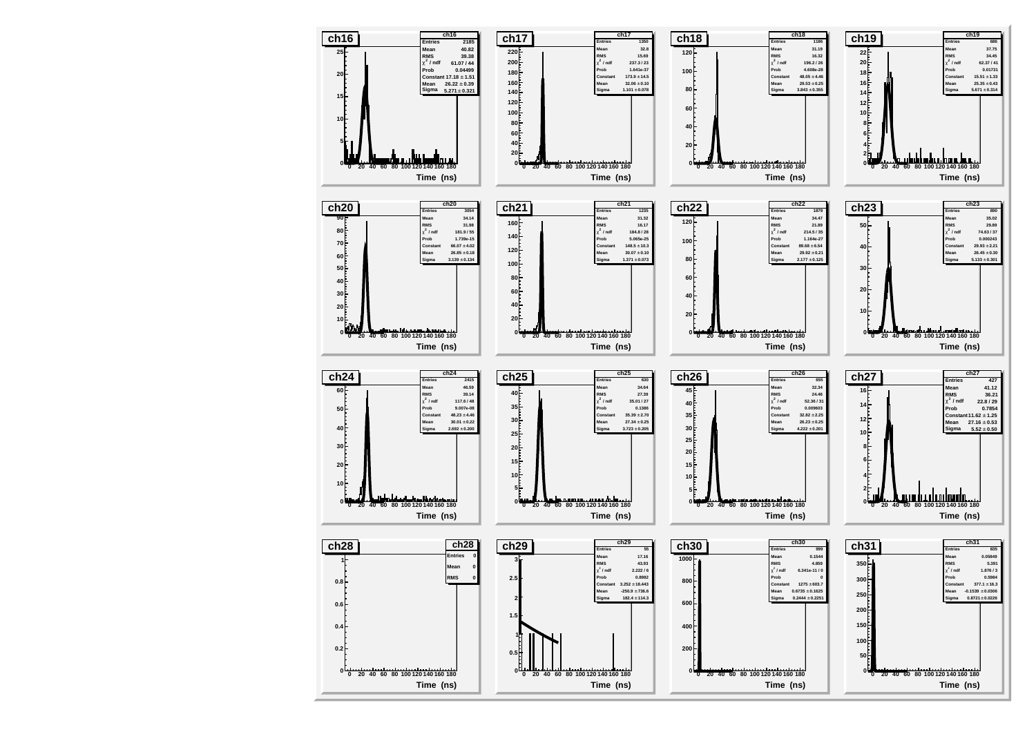ch16

ch16
Entries 2185
Mean 40.82
RMS 39.38
$\chi^2$ / ndf 61.07 / 44
Prob 0.04499
Constant 17.18 ± 1.51
Mean 26.22 ± 0.39
Sigma 5.271 ± 0.321

Time (ns)

ch17

ch17
Entries 1350
Mean 32.8
RMS 15.69
$\chi^2$ / ndf 237.3 / 23
Prob 1.641e-37
Constant 173.9 ± 14.5
Mean 32.06 ± 0.10
Sigma 1.101 ± 0.078

Time (ns)

ch18

ch18
Entries 1186
Mean 31.19
RMS 16.32
$\chi^2$ / ndf 196.2 / 26
Prob 4.608e-28
Constant 48.05 ± 4.46
Mean 29.53 ± 0.25
Sigma 3.843 ± 0.355

Time (ns)

ch19

ch19
Entries 686
Mean 37.75
RMS 34.45
$\chi^2$ / ndf 62.37 / 41
Prob 0.01731
Constant 15.51 ± 1.33
Mean 25.35 ± 0.43
Sigma 5.671 ± 0.314

Time (ns)

ch20

ch20
Entries 3054
Mean 34.14
RMS 31.96
$\chi^2$ / ndf 181.9 / 55
Prob 1.739e-15
Constant 66.07 ± 4.02
Mean 26.85 ± 0.18
Sigma 3.139 ± 0.134

Time (ns)

ch21

ch21
Entries 1235
Mean 31.32
RMS 18.17
$\chi^2$ / ndf 184.6 / 28
Prob 5.065e-25
Constant 148.5 ± 10.3
Mean 30.07 ± 0.10
Sigma 1.371 ± 0.073

Time (ns)

ch22

ch22
Entries 1879
Mean 34.47
RMS 21.89
$\chi^2$ / ndf 214.5 / 35
Prob 1.164e-27
Constant 89.68 ± 6.54
Mean 29.92 ± 0.21
Sigma 2.177 ± 0.125

Time (ns)

ch23

ch23
Entries 890
Mean 35.02
RMS 29.89
$\chi^2$ / ndf 74.63 / 37
Prob 0.000243
Constant 29.93 ± 2.21
Mean 26.45 ± 0.30
Sigma 5.133 ± 0.301

Time (ns)

ch24

ch24
Entries 2415
Mean 46.59
RMS 39.14
$\chi^2$ / ndf 117.6 / 48
Prob 9.007e-08
Constant 48.23 ± 4.46
Mean 30.01 ± 0.22
Sigma 2.692 ± 0.200

Time (ns)

ch25

ch25
Entries 630
Mean 34.64
RMS 27.39
$\chi^2$ / ndf 35.01 / 27
Prob 0.1386
Constant 35.39 ± 2.70
Mean 27.34 ± 0.25
Sigma 3.723 ± 0.205

Time (ns)

ch26

ch26
Entries 655
Mean 32.34
RMS 24.46
$\chi^2$ / ndf 52.36 / 31
Prob 0.009603
Constant 32.82 ± 2.25
Mean 26.23 ± 0.25
Sigma 4.222 ± 0.201

Time (ns)

ch27

ch27
Entries 427
Mean 41.12
RMS 36.21
$\chi^2$ / ndf 22.8 / 29
Prob 0.7854
Constant 11.62 ± 1.25
Mean 27.16 ± 0.53
Sigma 5.52 ± 0.50

Time (ns)

ch28

ch28
Entries 0
Mean 0
RMS 0

Time (ns)

ch29

ch29
Entries 55
Mean 17.16
RMS 43.93
$\chi^2$ / ndf 2.222 / 6
Prob 0.8982
Constant 3.252 ± 18.443
Mean -250.9 ± 736.6
Sigma 182.4 ± 114.3

Time (ns)

ch30

ch30
Entries 999
Mean 0.1544
RMS 4.859
$\chi^2$ / ndf 6.341e-11 / 0
Prob 0
Constant 1275 ± 603.7
Mean 0.6735 ± 0.1625
Sigma 0.2444 ± 0.2251

Time (ns)

ch31

ch31
Entries 835
Mean 0.05849
RMS 5.391
$\chi^2$ / ndf 1.876 / 3
Prob 0.5984
Constant 377.1 ± 16.3
Mean -0.1539 ± 0.0306
Sigma 0.6721 ± 0.0226

Time (ns)